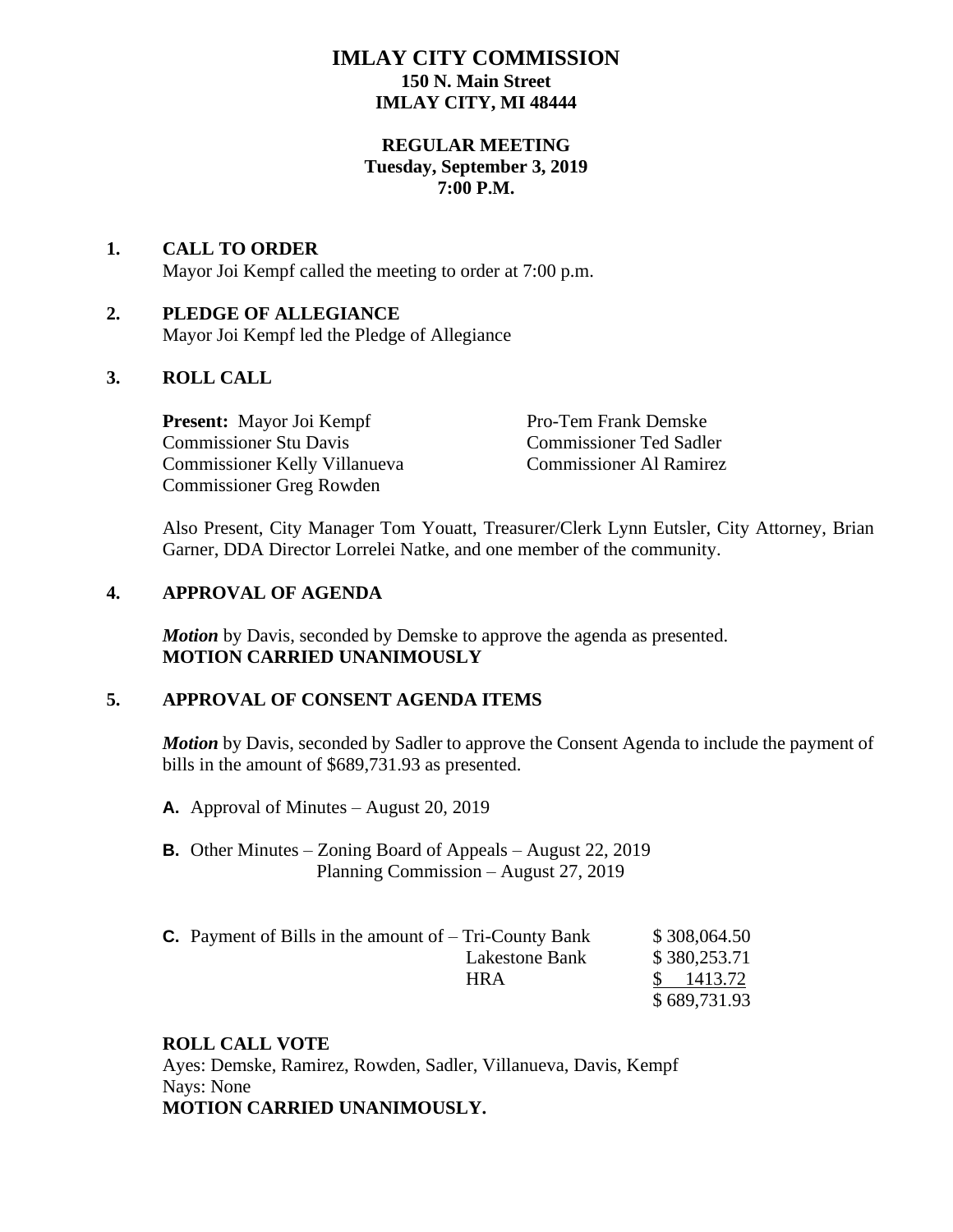# IMLAY CITY COMMISSION
**150 N. Main Street**
**IMLAY CITY, MI 48444**

**REGULAR MEETING**
**Tuesday, September 3, 2019**
**7:00 P.M.**

## 1. CALL TO ORDER

Mayor Joi Kempf called the meeting to order at 7:00 p.m.

## 2. PLEDGE OF ALLEGIANCE

Mayor Joi Kempf led the Pledge of Allegiance

## 3. ROLL CALL

**Present:** Mayor Joi Kempf
Commissioner Stu Davis
Commissioner Kelly Villanueva
Commissioner Greg Rowden
Pro-Tem Frank Demske
Commissioner Ted Sadler
Commissioner Al Ramirez

Also Present, City Manager Tom Youatt, Treasurer/Clerk Lynn Eutsler, City Attorney, Brian Garner, DDA Director Lorrelei Natke, and one member of the community.

## 4. APPROVAL OF AGENDA

***Motion*** by Davis, seconded by Demske to approve the agenda as presented.
**MOTION CARRIED UNANIMOUSLY**

## 5. APPROVAL OF CONSENT AGENDA ITEMS

***Motion*** by Davis, seconded by Sadler to approve the Consent Agenda to include the payment of bills in the amount of $689,731.93 as presented.

**A.** Approval of Minutes – August 20, 2019

**B.** Other Minutes – Zoning Board of Appeals – August 22, 2019
Planning Commission – August 27, 2019

**C.** Payment of Bills in the amount of –

| | |
|---|---|
| Tri-County Bank | $ 308,064.50 |
| Lakestone Bank | $ 380,253.71 |
| HRA | $ 1413.72 |
| | $ 689,731.93 |

**ROLL CALL VOTE**
Ayes: Demske, Ramirez, Rowden, Sadler, Villanueva, Davis, Kempf
Nays: None
**MOTION CARRIED UNANIMOUSLY.**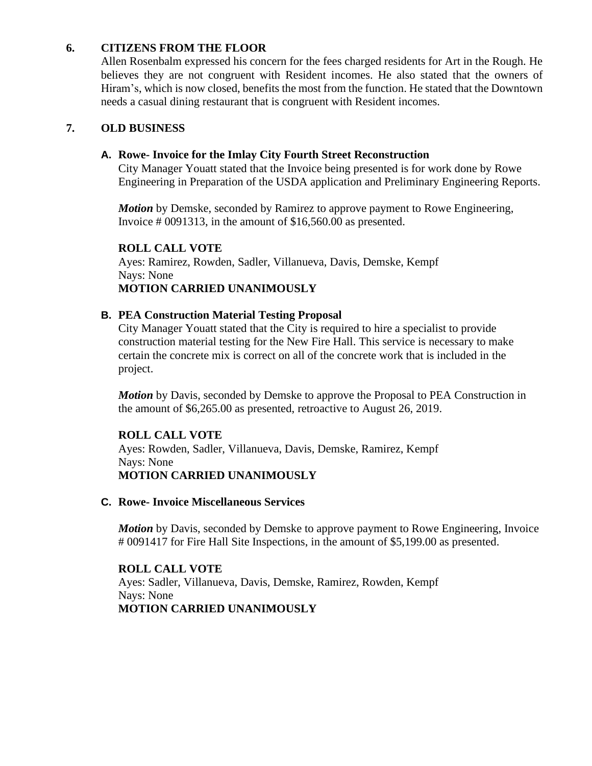## 6. CITIZENS FROM THE FLOOR

Allen Rosenbalm expressed his concern for the fees charged residents for Art in the Rough. He believes they are not congruent with Resident incomes. He also stated that the owners of Hiram's, which is now closed, benefits the most from the function. He stated that the Downtown needs a casual dining restaurant that is congruent with Resident incomes.

## 7. OLD BUSINESS

### A. Rowe- Invoice for the Imlay City Fourth Street Reconstruction

City Manager Youatt stated that the Invoice being presented is for work done by Rowe Engineering in Preparation of the USDA application and Preliminary Engineering Reports.

***Motion*** by Demske, seconded by Ramirez to approve payment to Rowe Engineering, Invoice # 0091313, in the amount of $16,560.00 as presented.

**ROLL CALL VOTE**
Ayes: Ramirez, Rowden, Sadler, Villanueva, Davis, Demske, Kempf
Nays: None
**MOTION CARRIED UNANIMOUSLY**

### B. PEA Construction Material Testing Proposal

City Manager Youatt stated that the City is required to hire a specialist to provide construction material testing for the New Fire Hall. This service is necessary to make certain the concrete mix is correct on all of the concrete work that is included in the project.

***Motion*** by Davis, seconded by Demske to approve the Proposal to PEA Construction in the amount of $6,265.00 as presented, retroactive to August 26, 2019.

**ROLL CALL VOTE**
Ayes: Rowden, Sadler, Villanueva, Davis, Demske, Ramirez, Kempf
Nays: None
**MOTION CARRIED UNANIMOUSLY**

### C. Rowe- Invoice Miscellaneous Services

***Motion*** by Davis, seconded by Demske to approve payment to Rowe Engineering, Invoice # 0091417 for Fire Hall Site Inspections, in the amount of $5,199.00 as presented.

**ROLL CALL VOTE**
Ayes: Sadler, Villanueva, Davis, Demske, Ramirez, Rowden, Kempf
Nays: None
**MOTION CARRIED UNANIMOUSLY**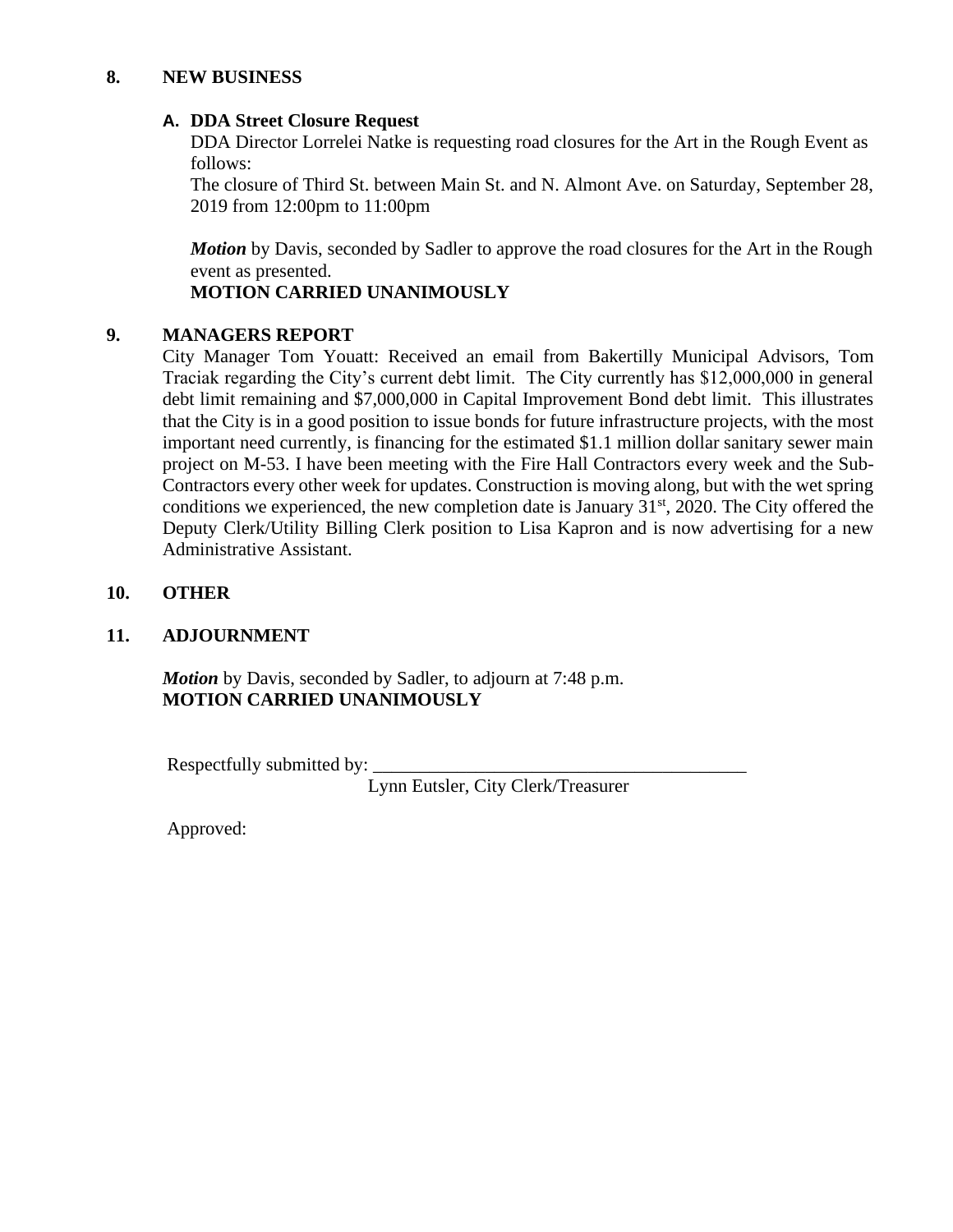## 8. NEW BUSINESS

### A. DDA Street Closure Request

DDA Director Lorrelei Natke is requesting road closures for the Art in the Rough Event as follows:
The closure of Third St. between Main St. and N. Almont Ave. on Saturday, September 28, 2019 from 12:00pm to 11:00pm

***Motion*** by Davis, seconded by Sadler to approve the road closures for the Art in the Rough event as presented.
**MOTION CARRIED UNANIMOUSLY**

## 9. MANAGERS REPORT

City Manager Tom Youatt: Received an email from Bakertilly Municipal Advisors, Tom Traciak regarding the City's current debt limit. The City currently has $12,000,000 in general debt limit remaining and $7,000,000 in Capital Improvement Bond debt limit. This illustrates that the City is in a good position to issue bonds for future infrastructure projects, with the most important need currently, is financing for the estimated $1.1 million dollar sanitary sewer main project on M-53. I have been meeting with the Fire Hall Contractors every week and the Sub-Contractors every other week for updates. Construction is moving along, but with the wet spring conditions we experienced, the new completion date is January 31st, 2020. The City offered the Deputy Clerk/Utility Billing Clerk position to Lisa Kapron and is now advertising for a new Administrative Assistant.

## 10. OTHER

## 11. ADJOURNMENT

***Motion*** by Davis, seconded by Sadler, to adjourn at 7:48 p.m.
**MOTION CARRIED UNANIMOUSLY**

Respectfully submitted by: ________________________________________
Lynn Eutsler, City Clerk/Treasurer

Approved: